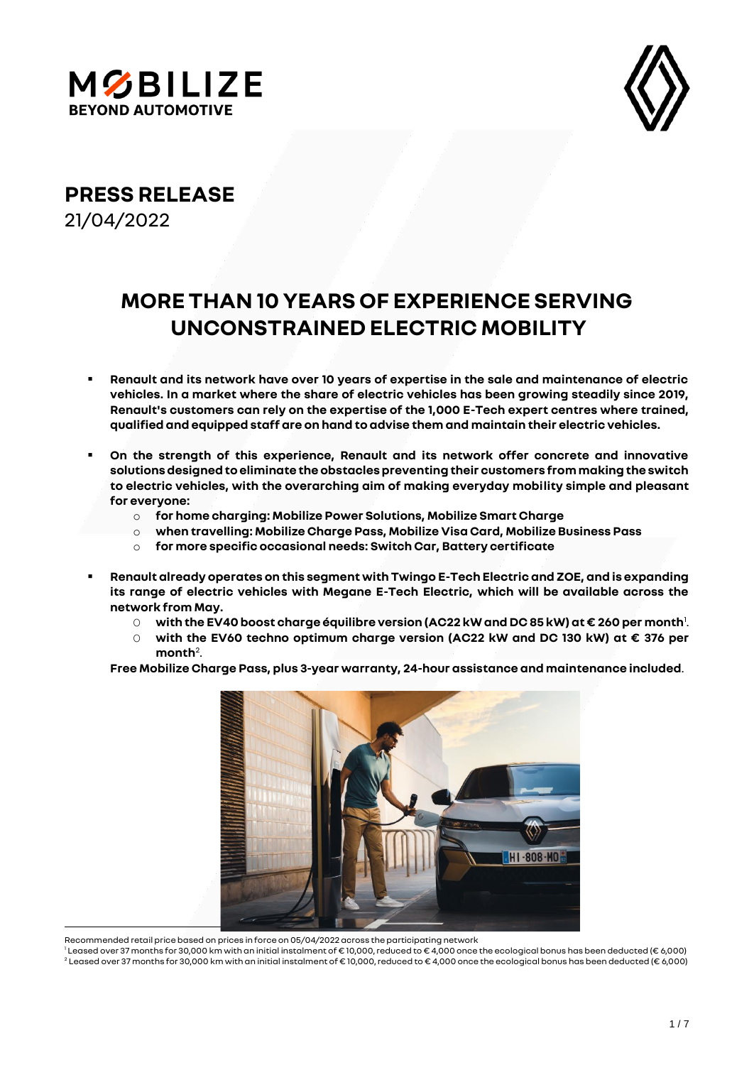MOBILIZE
BEYOND AUTOMOTIVE

**PRESS RELEASE**
21/04/2022

# MORE THAN 10 YEARS OF EXPERIENCE SERVING UNCONSTRAINED ELECTRIC MOBILITY

- **Renault and its network have over 10 years of expertise in the sale and maintenance of electric vehicles. In a market where the share of electric vehicles has been growing steadily since 2019, Renault's customers can rely on the expertise of the 1,000 E-Tech expert centres where trained, qualified and equipped staff are on hand to advise them and maintain their electric vehicles.**

- **On the strength of this experience, Renault and its network offer concrete and innovative solutions designed to eliminate the obstacles preventing their customers from making the switch to electric vehicles, with the overarching aim of making everyday mobility simple and pleasant for everyone:**
  - **for home charging: Mobilize Power Solutions, Mobilize Smart Charge**
  - **when travelling: Mobilize Charge Pass, Mobilize Visa Card, Mobilize Business Pass**
  - **for more specific occasional needs: Switch Car, Battery certificate**

- **Renault already operates on this segment with Twingo E-Tech Electric and ZOE, and is expanding its range of electric vehicles with Megane E-Tech Electric, which will be available across the network from May.**
  - **with the EV40 boost charge équilibre version (AC22 kW and DC 85 kW) at € 260 per month**[1].
  - **with the EV60 techno optimum charge version (AC22 kW and DC 130 kW) at € 376 per month**[2].

  **Free Mobilize Charge Pass, plus 3-year warranty, 24-hour assistance and maintenance included**.

---

Recommended retail price based on prices in force on 05/04/2022 across the participating network

[1] Leased over 37 months for 30,000 km with an initial instalment of € 10,000, reduced to € 4,000 once the ecological bonus has been deducted (€ 6,000)

[2] Leased over 37 months for 30,000 km with an initial instalment of € 10,000, reduced to € 4,000 once the ecological bonus has been deducted (€ 6,000)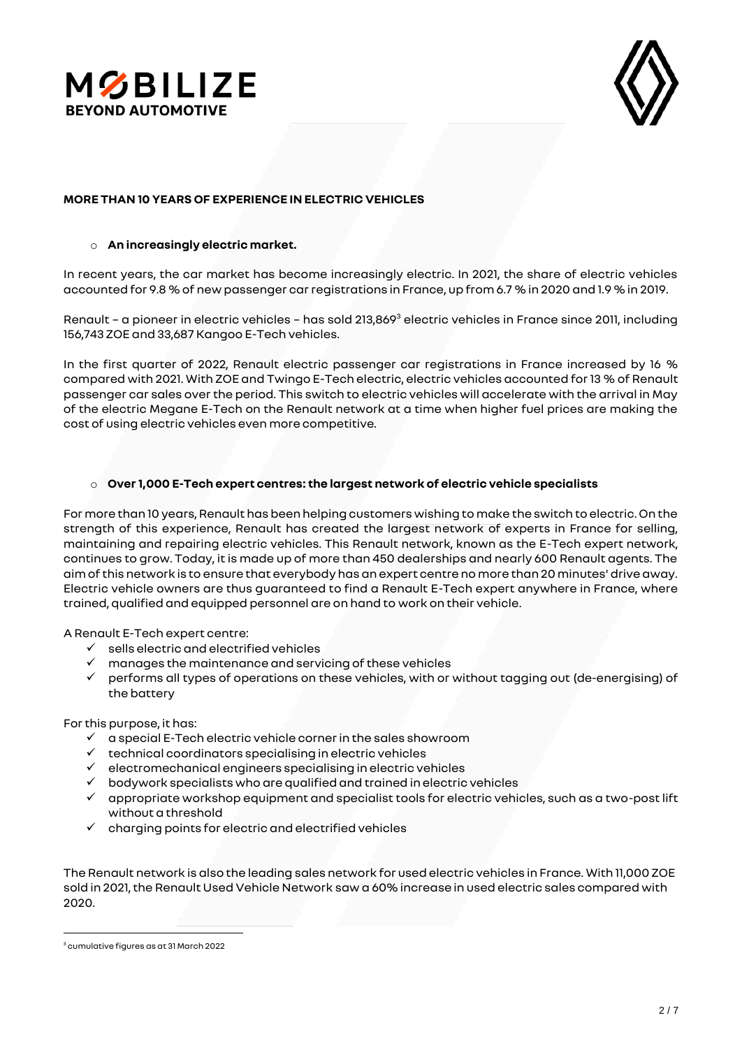## MORE THAN 10 YEARS OF EXPERIENCE IN ELECTRIC VEHICLES

- **An increasingly electric market.**

In recent years, the car market has become increasingly electric. In 2021, the share of electric vehicles accounted for 9.8 % of new passenger car registrations in France, up from 6.7 % in 2020 and 1.9 % in 2019.

Renault – a pioneer in electric vehicles – has sold 213,869[3] electric vehicles in France since 2011, including 156,743 ZOE and 33,687 Kangoo E-Tech vehicles.

In the first quarter of 2022, Renault electric passenger car registrations in France increased by 16 % compared with 2021. With ZOE and Twingo E-Tech electric, electric vehicles accounted for 13 % of Renault passenger car sales over the period. This switch to electric vehicles will accelerate with the arrival in May of the electric Megane E-Tech on the Renault network at a time when higher fuel prices are making the cost of using electric vehicles even more competitive.

- **Over 1,000 E-Tech expert centres: the largest network of electric vehicle specialists**

For more than 10 years, Renault has been helping customers wishing to make the switch to electric. On the strength of this experience, Renault has created the largest network of experts in France for selling, maintaining and repairing electric vehicles. This Renault network, known as the E-Tech expert network, continues to grow. Today, it is made up of more than 450 dealerships and nearly 600 Renault agents. The aim of this network is to ensure that everybody has an expert centre no more than 20 minutes' drive away. Electric vehicle owners are thus guaranteed to find a Renault E-Tech expert anywhere in France, where trained, qualified and equipped personnel are on hand to work on their vehicle.

A Renault E-Tech expert centre:

- ✓ sells electric and electrified vehicles
- ✓ manages the maintenance and servicing of these vehicles
- ✓ performs all types of operations on these vehicles, with or without tagging out (de-energising) of the battery

For this purpose, it has:

- ✓ a special E-Tech electric vehicle corner in the sales showroom
- ✓ technical coordinators specialising in electric vehicles
- ✓ electromechanical engineers specialising in electric vehicles
- ✓ bodywork specialists who are qualified and trained in electric vehicles
- ✓ appropriate workshop equipment and specialist tools for electric vehicles, such as a two-post lift without a threshold
- ✓ charging points for electric and electrified vehicles

The Renault network is also the leading sales network for used electric vehicles in France. With 11,000 ZOE sold in 2021, the Renault Used Vehicle Network saw a 60% increase in used electric sales compared with 2020.

---

[3] cumulative figures as at 31 March 2022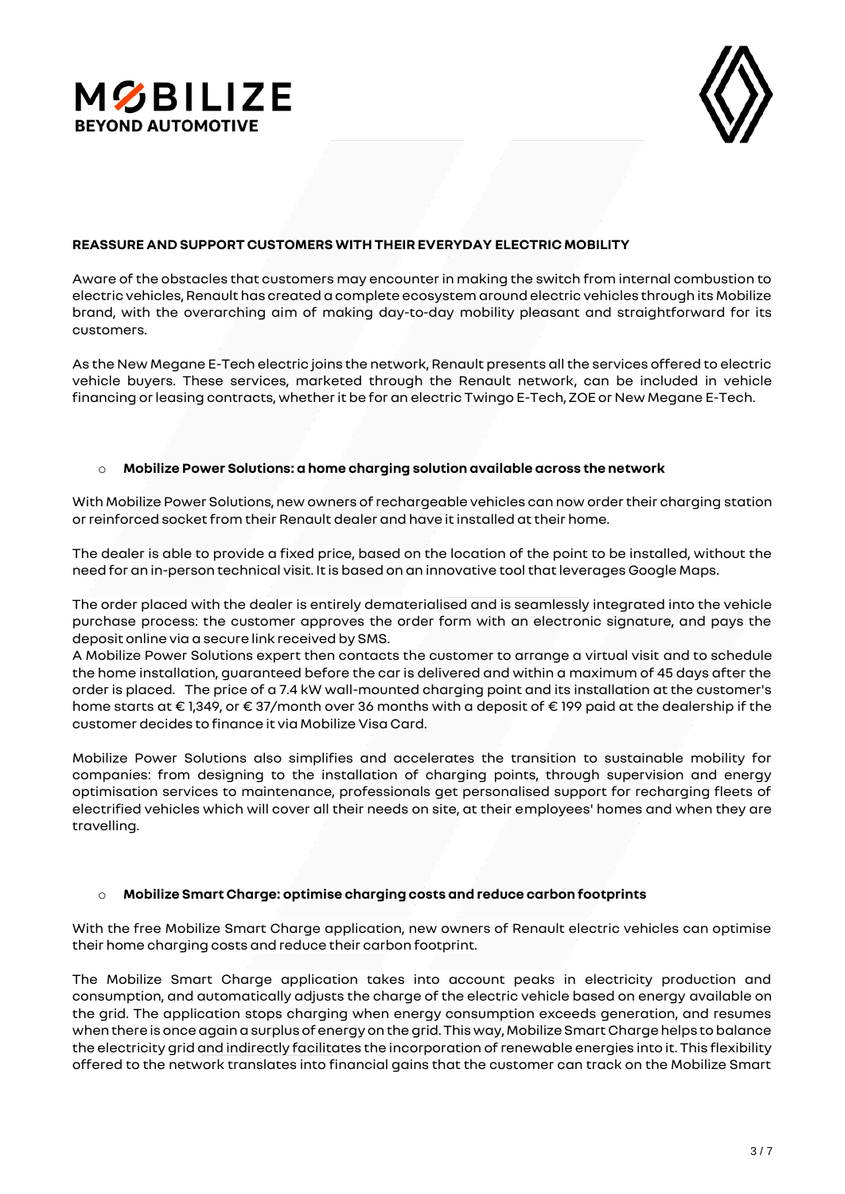# REASSURE AND SUPPORT CUSTOMERS WITH THEIR EVERYDAY ELECTRIC MOBILITY

Aware of the obstacles that customers may encounter in making the switch from internal combustion to electric vehicles, Renault has created a complete ecosystem around electric vehicles through its Mobilize brand, with the overarching aim of making day-to-day mobility pleasant and straightforward for its customers.

As the New Megane E-Tech electric joins the network, Renault presents all the services offered to electric vehicle buyers. These services, marketed through the Renault network, can be included in vehicle financing or leasing contracts, whether it be for an electric Twingo E-Tech, ZOE or New Megane E-Tech.

- **Mobilize Power Solutions: a home charging solution available across the network**

With Mobilize Power Solutions, new owners of rechargeable vehicles can now order their charging station or reinforced socket from their Renault dealer and have it installed at their home.

The dealer is able to provide a fixed price, based on the location of the point to be installed, without the need for an in-person technical visit. It is based on an innovative tool that leverages Google Maps.

The order placed with the dealer is entirely dematerialised and is seamlessly integrated into the vehicle purchase process: the customer approves the order form with an electronic signature, and pays the deposit online via a secure link received by SMS.
A Mobilize Power Solutions expert then contacts the customer to arrange a virtual visit and to schedule the home installation, guaranteed before the car is delivered and within a maximum of 45 days after the order is placed. The price of a 7.4 kW wall-mounted charging point and its installation at the customer's home starts at € 1,349, or € 37/month over 36 months with a deposit of € 199 paid at the dealership if the customer decides to finance it via Mobilize Visa Card.

Mobilize Power Solutions also simplifies and accelerates the transition to sustainable mobility for companies: from designing to the installation of charging points, through supervision and energy optimisation services to maintenance, professionals get personalised support for recharging fleets of electrified vehicles which will cover all their needs on site, at their employees' homes and when they are travelling.

- **Mobilize Smart Charge: optimise charging costs and reduce carbon footprints**

With the free Mobilize Smart Charge application, new owners of Renault electric vehicles can optimise their home charging costs and reduce their carbon footprint.

The Mobilize Smart Charge application takes into account peaks in electricity production and consumption, and automatically adjusts the charge of the electric vehicle based on energy available on the grid. The application stops charging when energy consumption exceeds generation, and resumes when there is once again a surplus of energy on the grid. This way, Mobilize Smart Charge helps to balance the electricity grid and indirectly facilitates the incorporation of renewable energies into it. This flexibility offered to the network translates into financial gains that the customer can track on the Mobilize Smart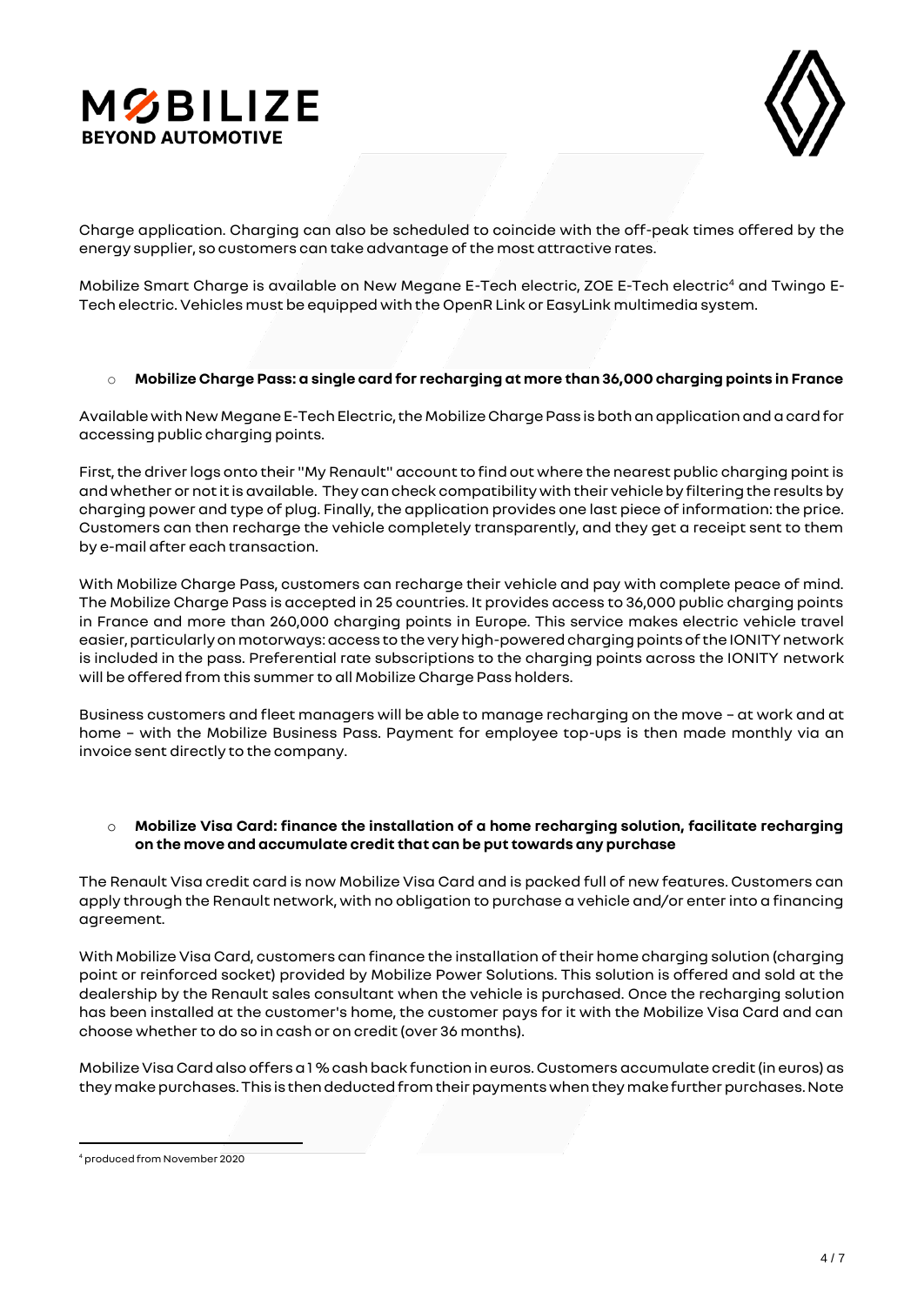Charge application. Charging can also be scheduled to coincide with the off-peak times offered by the energy supplier, so customers can take advantage of the most attractive rates.

Mobilize Smart Charge is available on New Megane E-Tech electric, ZOE E-Tech electric[4] and Twingo E-Tech electric. Vehicles must be equipped with the OpenR Link or EasyLink multimedia system.

- **Mobilize Charge Pass: a single card for recharging at more than 36,000 charging points in France**

Available with New Megane E-Tech Electric, the Mobilize Charge Pass is both an application and a card for accessing public charging points.

First, the driver logs onto their "My Renault" account to find out where the nearest public charging point is and whether or not it is available. They can check compatibility with their vehicle by filtering the results by charging power and type of plug. Finally, the application provides one last piece of information: the price. Customers can then recharge the vehicle completely transparently, and they get a receipt sent to them by e-mail after each transaction.

With Mobilize Charge Pass, customers can recharge their vehicle and pay with complete peace of mind. The Mobilize Charge Pass is accepted in 25 countries. It provides access to 36,000 public charging points in France and more than 260,000 charging points in Europe. This service makes electric vehicle travel easier, particularly on motorways: access to the very high-powered charging points of the IONITY network is included in the pass. Preferential rate subscriptions to the charging points across the IONITY network will be offered from this summer to all Mobilize Charge Pass holders.

Business customers and fleet managers will be able to manage recharging on the move – at work and at home – with the Mobilize Business Pass. Payment for employee top-ups is then made monthly via an invoice sent directly to the company.

- **Mobilize Visa Card: finance the installation of a home recharging solution, facilitate recharging on the move and accumulate credit that can be put towards any purchase**

The Renault Visa credit card is now Mobilize Visa Card and is packed full of new features. Customers can apply through the Renault network, with no obligation to purchase a vehicle and/or enter into a financing agreement.

With Mobilize Visa Card, customers can finance the installation of their home charging solution (charging point or reinforced socket) provided by Mobilize Power Solutions. This solution is offered and sold at the dealership by the Renault sales consultant when the vehicle is purchased. Once the recharging solution has been installed at the customer's home, the customer pays for it with the Mobilize Visa Card and can choose whether to do so in cash or on credit (over 36 months).

Mobilize Visa Card also offers a 1 % cash back function in euros. Customers accumulate credit (in euros) as they make purchases. This is then deducted from their payments when they make further purchases. Note

[4] produced from November 2020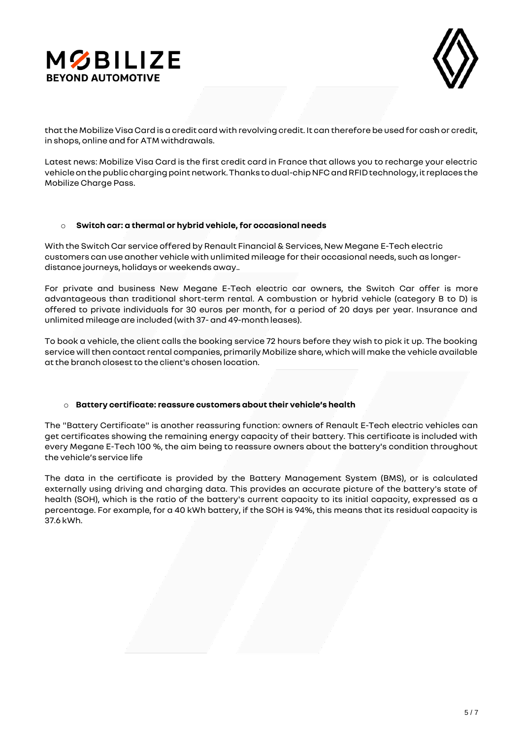that the Mobilize Visa Card is a credit card with revolving credit. It can therefore be used for cash or credit, in shops, online and for ATM withdrawals.

Latest news: Mobilize Visa Card is the first credit card in France that allows you to recharge your electric vehicle on the public charging point network. Thanks to dual-chip NFC and RFID technology, it replaces the Mobilize Charge Pass.

- **Switch car: a thermal or hybrid vehicle, for occasional needs**

With the Switch Car service offered by Renault Financial & Services, New Megane E-Tech electric customers can use another vehicle with unlimited mileage for their occasional needs, such as longer-distance journeys, holidays or weekends away..

For private and business New Megane E-Tech electric car owners, the Switch Car offer is more advantageous than traditional short-term rental. A combustion or hybrid vehicle (category B to D) is offered to private individuals for 30 euros per month, for a period of 20 days per year. Insurance and unlimited mileage are included (with 37- and 49-month leases).

To book a vehicle, the client calls the booking service 72 hours before they wish to pick it up. The booking service will then contact rental companies, primarily Mobilize share, which will make the vehicle available at the branch closest to the client's chosen location.

- **Battery certificate: reassure customers about their vehicle's health**

The "Battery Certificate" is another reassuring function: owners of Renault E-Tech electric vehicles can get certificates showing the remaining energy capacity of their battery. This certificate is included with every Megane E-Tech 100 %, the aim being to reassure owners about the battery's condition throughout the vehicle's service life

The data in the certificate is provided by the Battery Management System (BMS), or is calculated externally using driving and charging data. This provides an accurate picture of the battery's state of health (SOH), which is the ratio of the battery's current capacity to its initial capacity, expressed as a percentage. For example, for a 40 kWh battery, if the SOH is 94%, this means that its residual capacity is 37.6 kWh.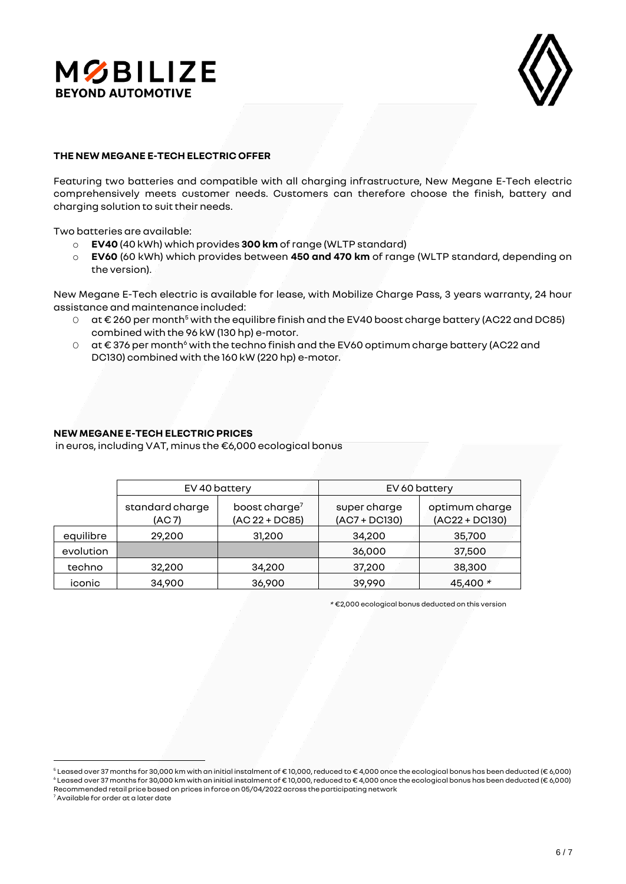**THE NEW MEGANE E-TECH ELECTRIC OFFER**

Featuring two batteries and compatible with all charging infrastructure, New Megane E-Tech electric comprehensively meets customer needs. Customers can therefore choose the finish, battery and charging solution to suit their needs.

Two batteries are available:

- **EV40** (40 kWh) which provides **300 km** of range (WLTP standard)
- **EV60** (60 kWh) which provides between **450 and 470 km** of range (WLTP standard, depending on the version).

New Megane E-Tech electric is available for lease, with Mobilize Charge Pass, 3 years warranty, 24 hour assistance and maintenance included:

- at € 260 per month[5] with the equilibre finish and the EV40 boost charge battery (AC22 and DC85) combined with the 96 kW (130 hp) e-motor.
- at € 376 per month[6] with the techno finish and the EV60 optimum charge battery (AC22 and DC130) combined with the 160 kW (220 hp) e-motor.

**NEW MEGANE E-TECH ELECTRIC PRICES**
in euros, including VAT, minus the €6,000 ecological bonus

| | EV 40 battery | | EV 60 battery | |
|---|---|---|---|---|
| | standard charge (AC 7) | boost charge[7] (AC 22 + DC85) | super charge (AC7 + DC130) | optimum charge (AC22 + DC130) |
| equilibre | 29,200 | 31,200 | 34,200 | 35,700 |
| evolution | | | 36,000 | 37,500 |
| techno | 32,200 | 34,200 | 37,200 | 38,300 |
| iconic | 34,900 | 36,900 | 39,990 | 45,400 * |

* €2,000 ecological bonus deducted on this version

[5] Leased over 37 months for 30,000 km with an initial instalment of € 10,000, reduced to € 4,000 once the ecological bonus has been deducted (€ 6,000)
[6] Leased over 37 months for 30,000 km with an initial instalment of € 10,000, reduced to € 4,000 once the ecological bonus has been deducted (€ 6,000)
Recommended retail price based on prices in force on 05/04/2022 across the participating network
[7] Available for order at a later date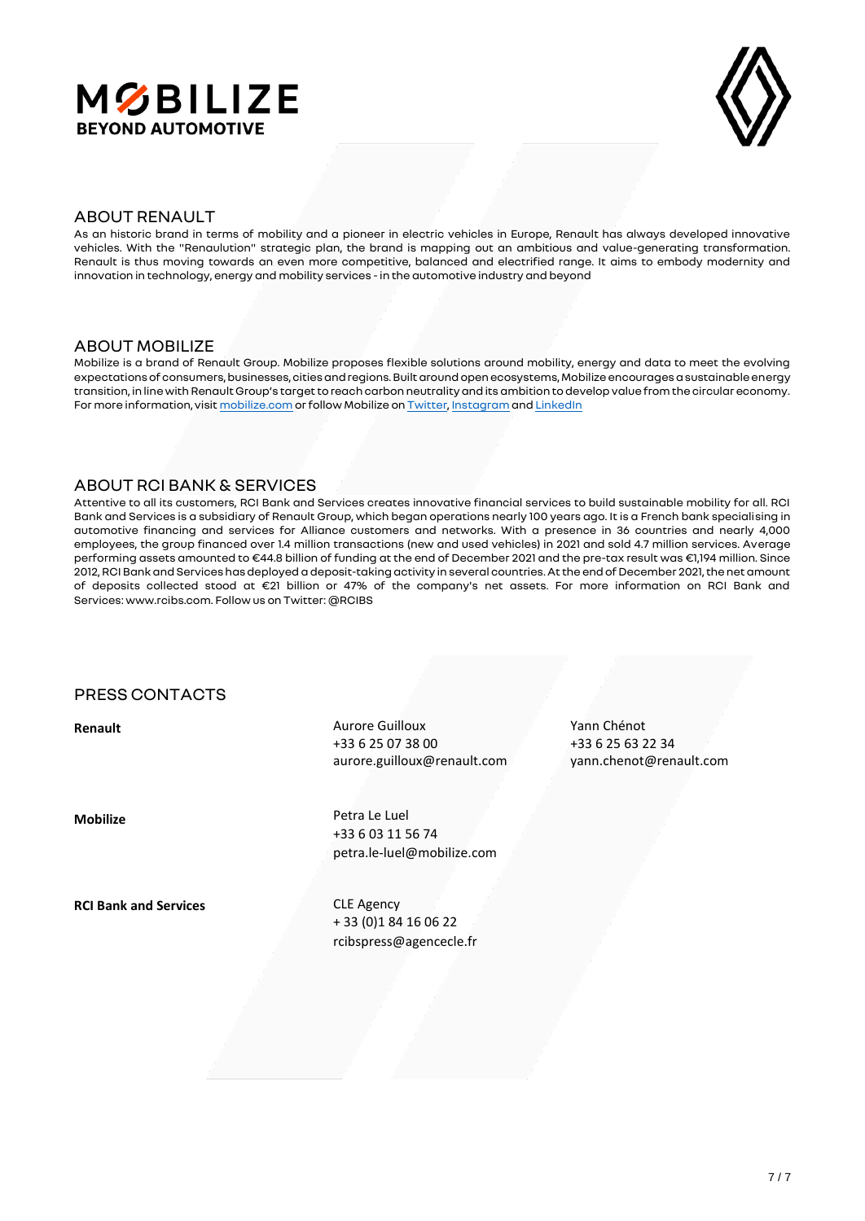MOBILIZE
BEYOND AUTOMOTIVE

## ABOUT RENAULT

As an historic brand in terms of mobility and a pioneer in electric vehicles in Europe, Renault has always developed innovative vehicles. With the "Renaulution" strategic plan, the brand is mapping out an ambitious and value-generating transformation. Renault is thus moving towards an even more competitive, balanced and electrified range. It aims to embody modernity and innovation in technology, energy and mobility services - in the automotive industry and beyond

## ABOUT MOBILIZE

Mobilize is a brand of Renault Group. Mobilize proposes flexible solutions around mobility, energy and data to meet the evolving expectations of consumers, businesses, cities and regions. Built around open ecosystems, Mobilize encourages a sustainable energy transition, in line with Renault Group's target to reach carbon neutrality and its ambition to develop value from the circular economy. For more information, visit mobilize.com or follow Mobilize on Twitter, Instagram and LinkedIn

## ABOUT RCI BANK & SERVICES

Attentive to all its customers, RCI Bank and Services creates innovative financial services to build sustainable mobility for all. RCI Bank and Services is a subsidiary of Renault Group, which began operations nearly 100 years ago. It is a French bank specialising in automotive financing and services for Alliance customers and networks. With a presence in 36 countries and nearly 4,000 employees, the group financed over 1.4 million transactions (new and used vehicles) in 2021 and sold 4.7 million services. Average performing assets amounted to €44.8 billion of funding at the end of December 2021 and the pre-tax result was €1,194 million. Since 2012, RCI Bank and Services has deployed a deposit-taking activity in several countries. At the end of December 2021, the net amount of deposits collected stood at €21 billion or 47% of the company's net assets. For more information on RCI Bank and Services: www.rcibs.com. Follow us on Twitter: @RCIBS

## PRESS CONTACTS

**Renault**

Aurore Guilloux
+33 6 25 07 38 00
aurore.guilloux@renault.com

Yann Chénot
+33 6 25 63 22 34
yann.chenot@renault.com

**Mobilize**

Petra Le Luel
+33 6 03 11 56 74
petra.le-luel@mobilize.com

**RCI Bank and Services**

CLE Agency
+ 33 (0)1 84 16 06 22
rcibspress@agencecle.fr